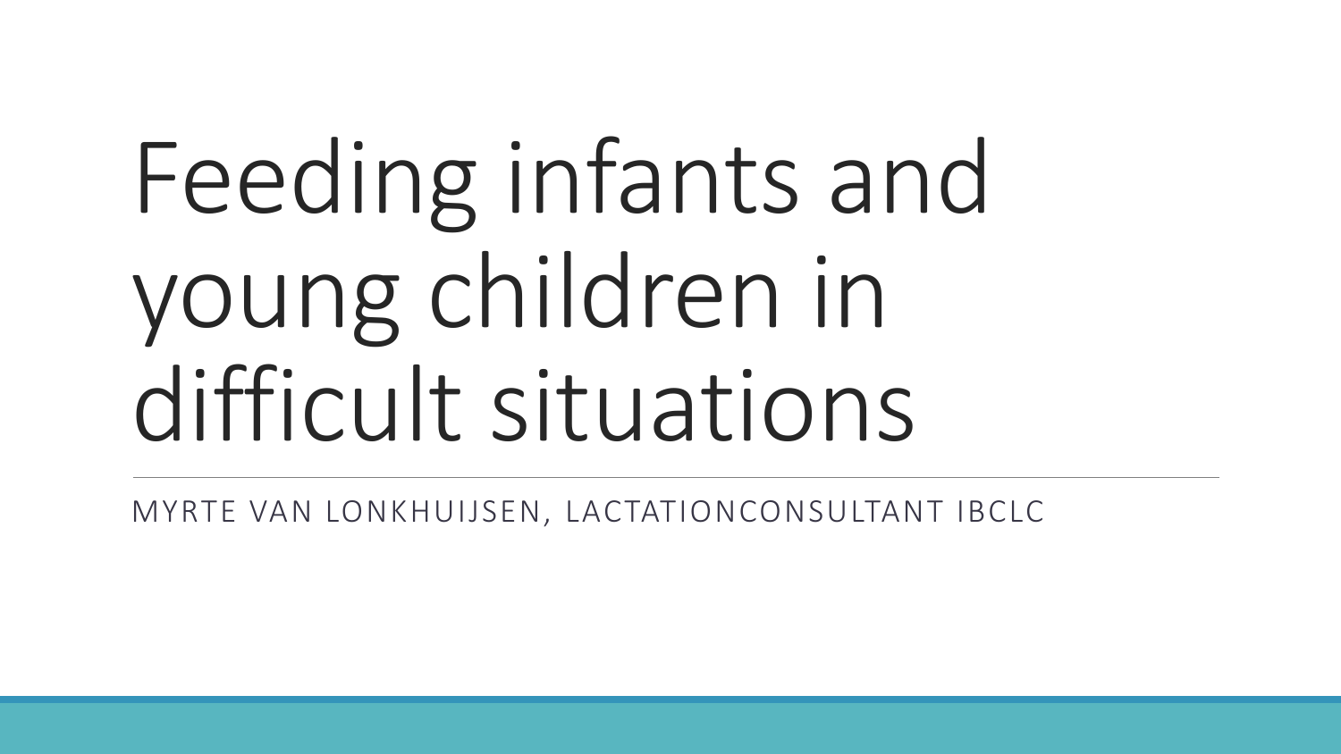# Feeding infants and young children in difficult situations

MYRTE VAN LONKHUIJSEN, LACTATIONCONSULTANT IBCLC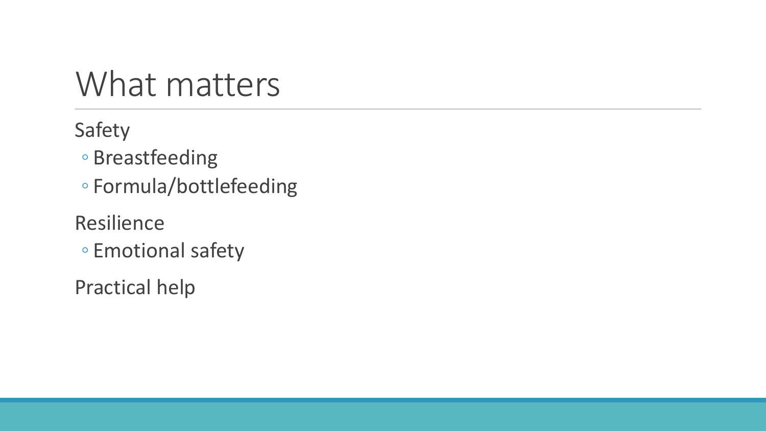# What matters

Safety

- Breastfeeding
- Formula/bottlefeeding

Resilience

- Emotional safety

Practical help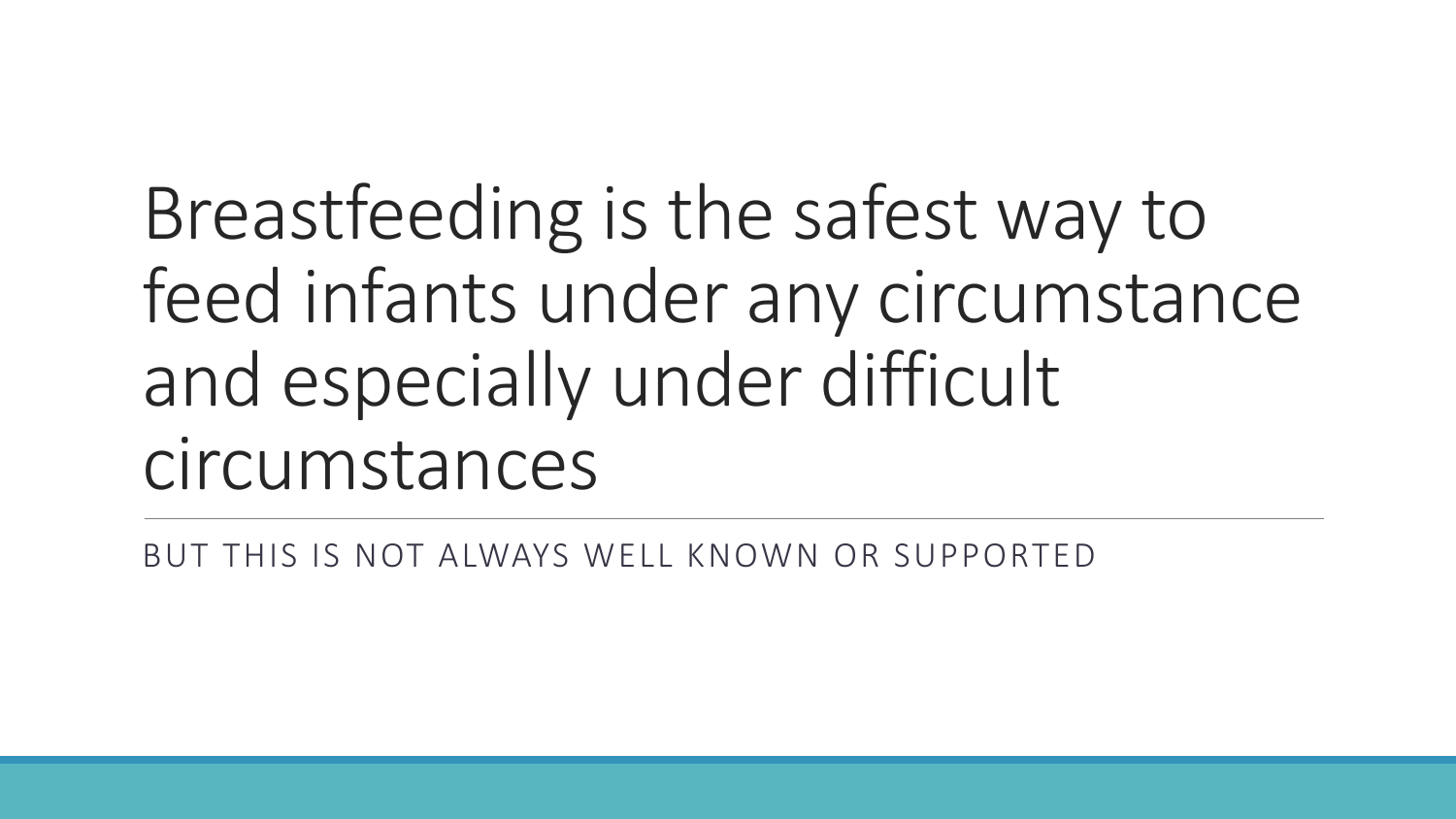# Breastfeeding is the safest way to feed infants under any circumstance and especially under difficult circumstances

BUT THIS IS NOT ALWAYS WELL KNOWN OR SUPPORTED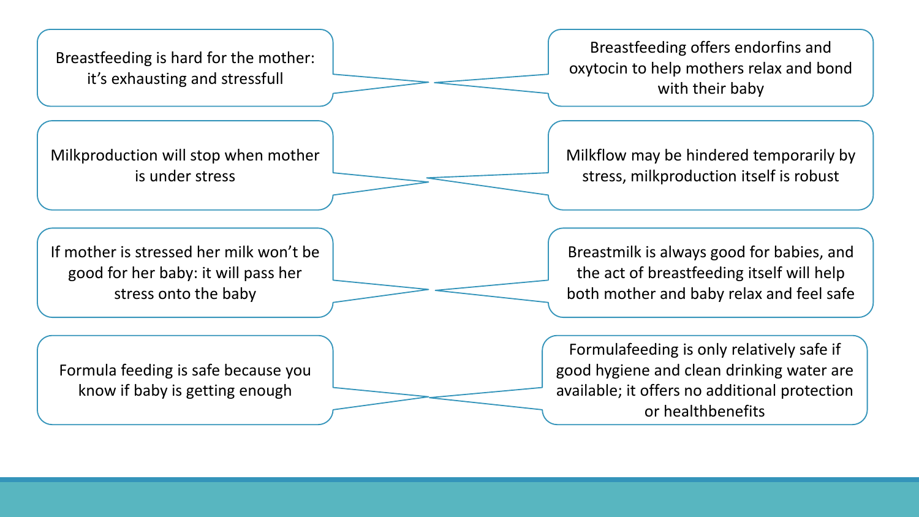| Myth | Fact |
| --- | --- |
| Breastfeeding is hard for the mother: it's exhausting and stressfull | Breastfeeding offers endorfins and oxytocin to help mothers relax and bond with their baby |
| Milkproduction will stop when mother is under stress | Milkflow may be hindered temporarily by stress, milkproduction itself is robust |
| If mother is stressed her milk won't be good for her baby: it will pass her stress onto the baby | Breastmilk is always good for babies, and the act of breastfeeding itself will help both mother and baby relax and feel safe |
| Formula feeding is safe because you know if baby is getting enough | Formulafeeding is only relatively safe if good hygiene and clean drinking water are available; it offers no additional protection or healthbenefits |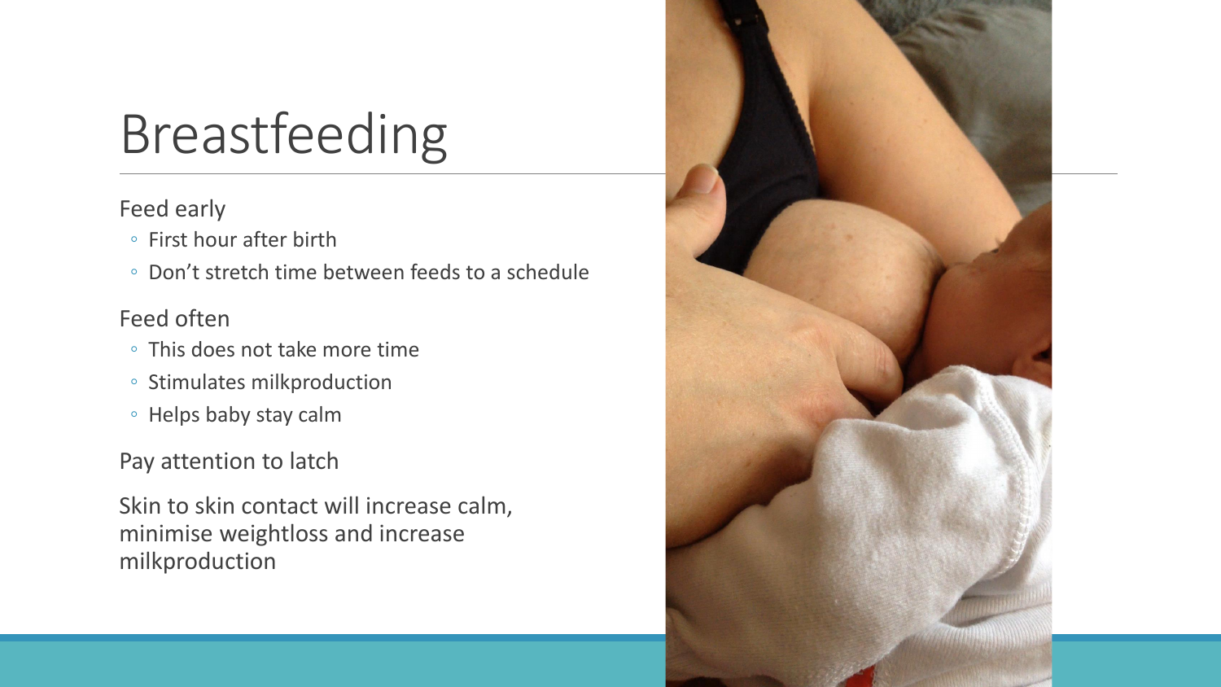# Breastfeeding

Feed early

- First hour after birth
- Don't stretch time between feeds to a schedule

Feed often

- This does not take more time
- Stimulates milkproduction
- Helps baby stay calm

Pay attention to latch

Skin to skin contact will increase calm, minimise weightloss and increase milkproduction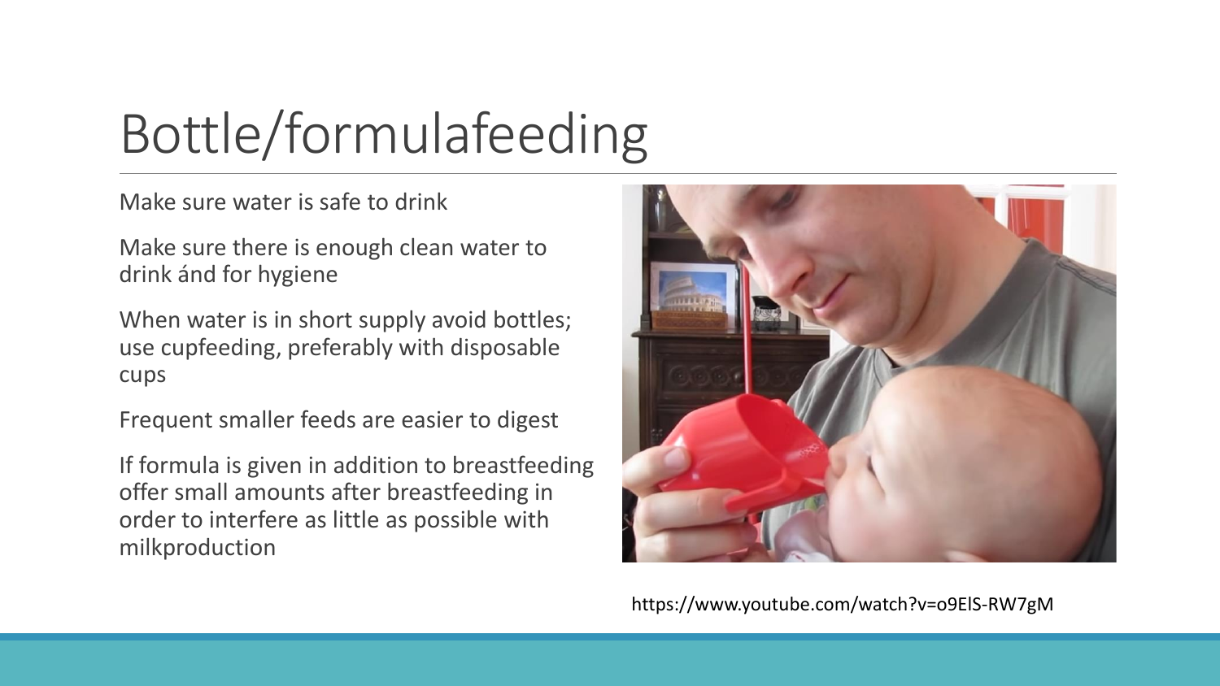# Bottle/formulafeeding

Make sure water is safe to drink

Make sure there is enough clean water to drink ánd for hygiene

When water is in short supply avoid bottles; use cupfeeding, preferably with disposable cups

Frequent smaller feeds are easier to digest

If formula is given in addition to breastfeeding offer small amounts after breastfeeding in order to interfere as little as possible with milkproduction

https://www.youtube.com/watch?v=o9ElS-RW7gM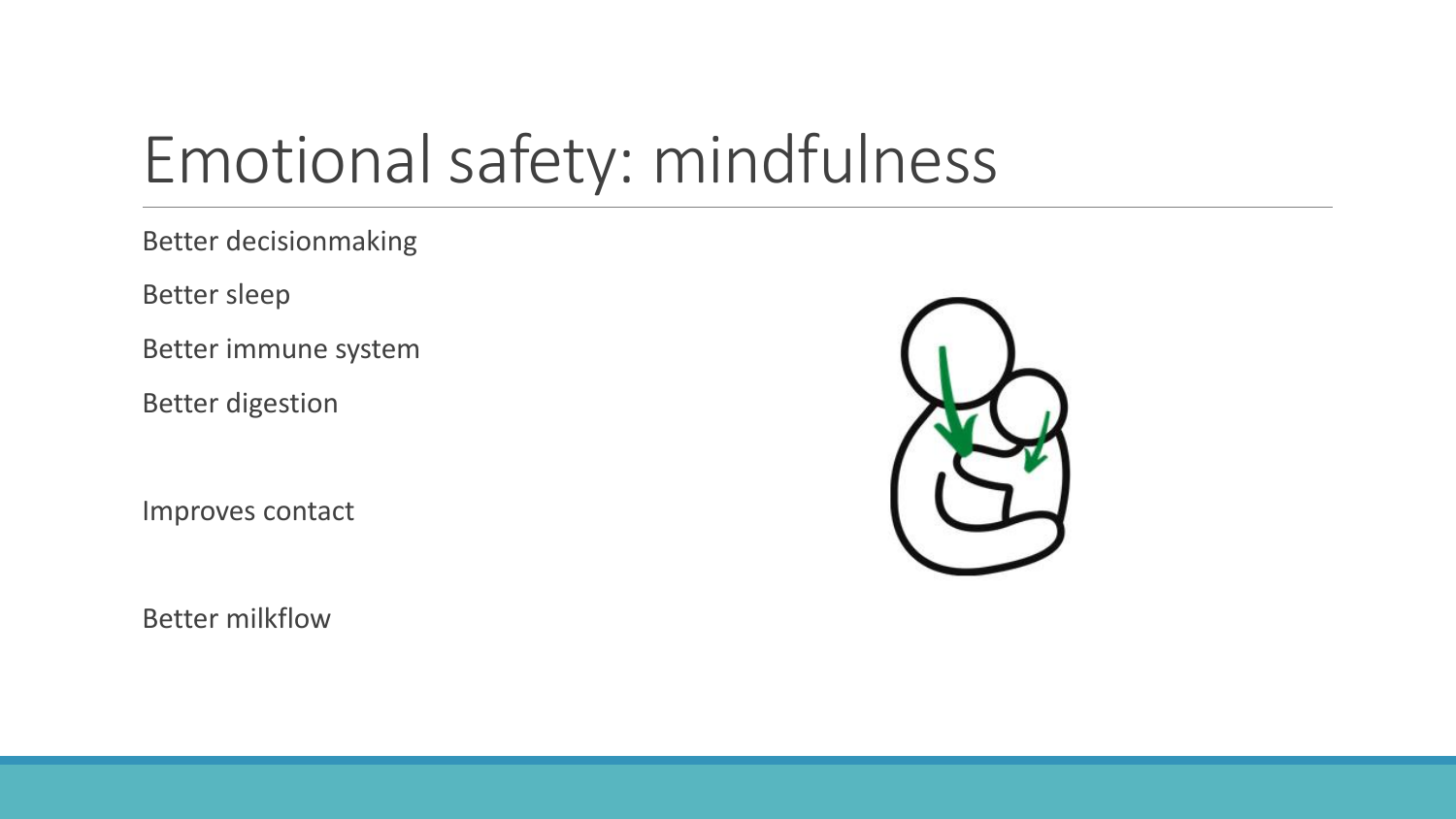# Emotional safety: mindfulness

Better decisionmaking

Better sleep

Better immune system

Better digestion

Improves contact

Better milkflow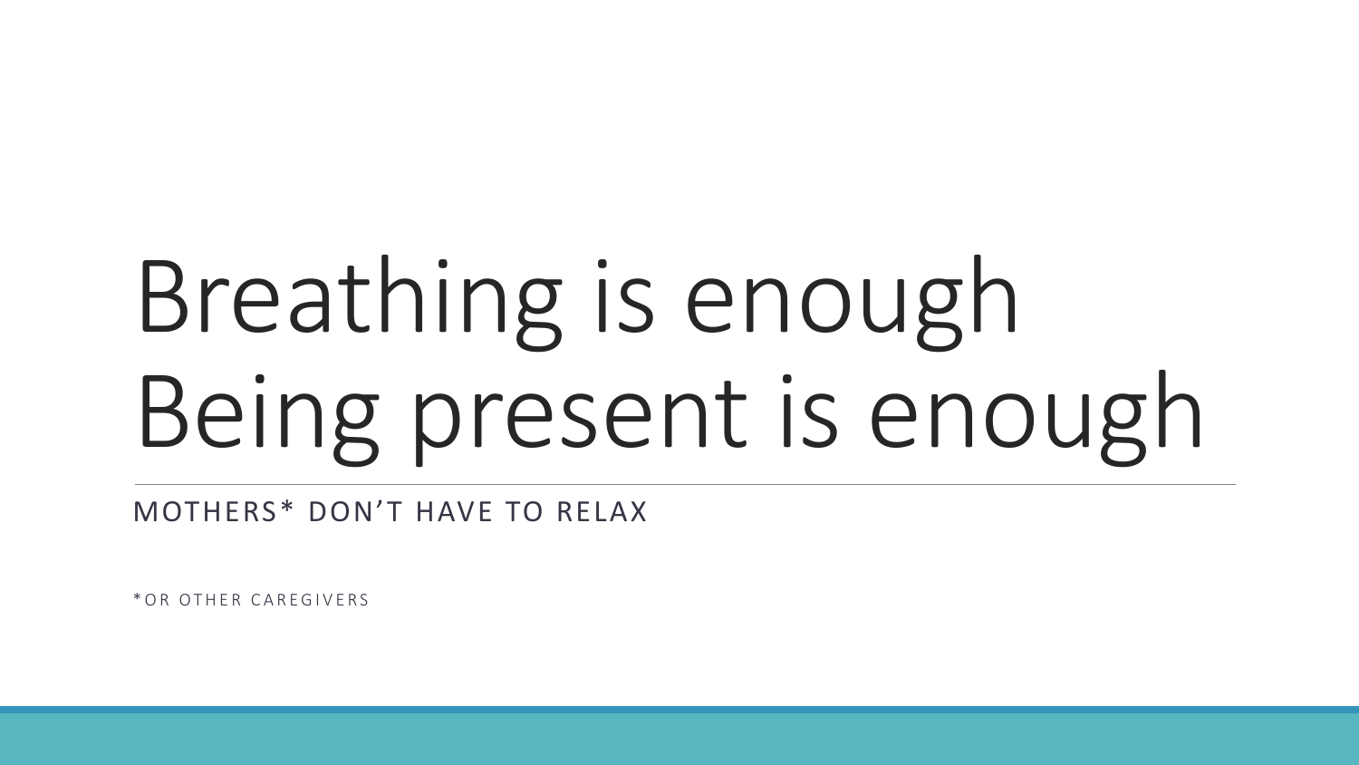# Breathing is enough
# Being present is enough

MOTHERS* DON'T HAVE TO RELAX

*OR OTHER CAREGIVERS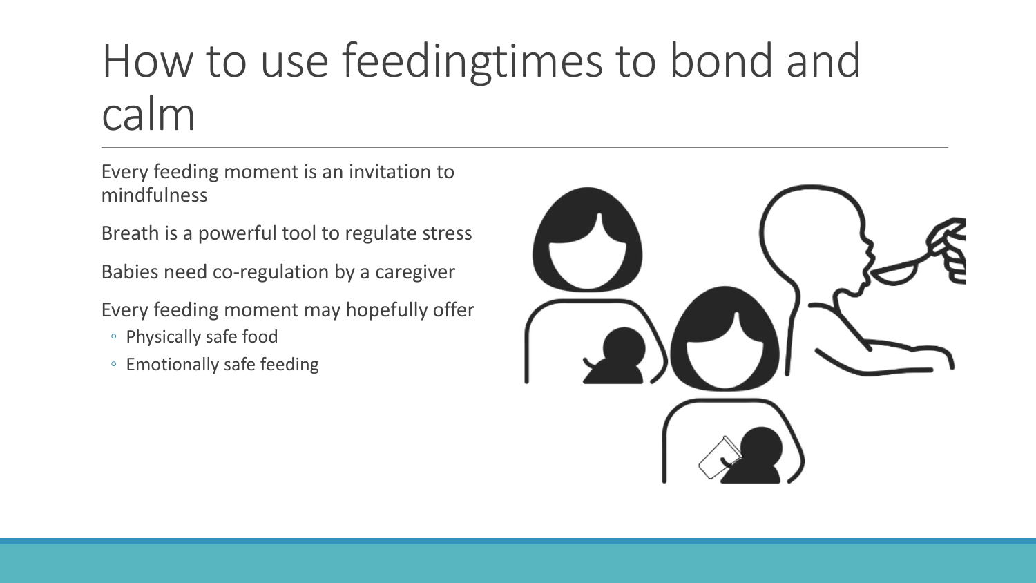# How to use feedingtimes to bond and calm

Every feeding moment is an invitation to mindfulness

Breath is a powerful tool to regulate stress

Babies need co-regulation by a caregiver

Every feeding moment may hopefully offer

- Physically safe food
- Emotionally safe feeding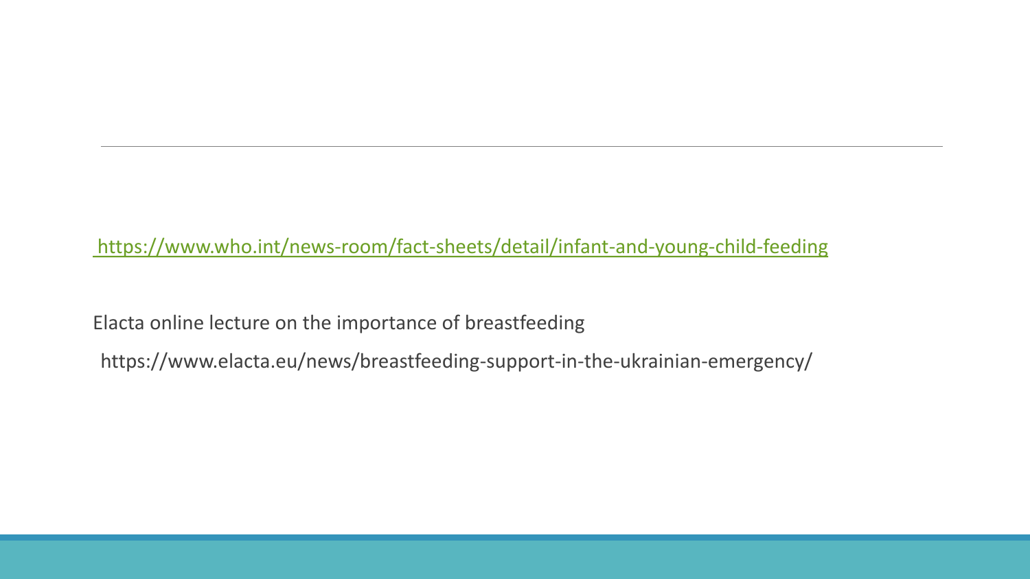https://www.who.int/news-room/fact-sheets/detail/infant-and-young-child-feeding

Elacta online lecture on the importance of breastfeeding

https://www.elacta.eu/news/breastfeeding-support-in-the-ukrainian-emergency/